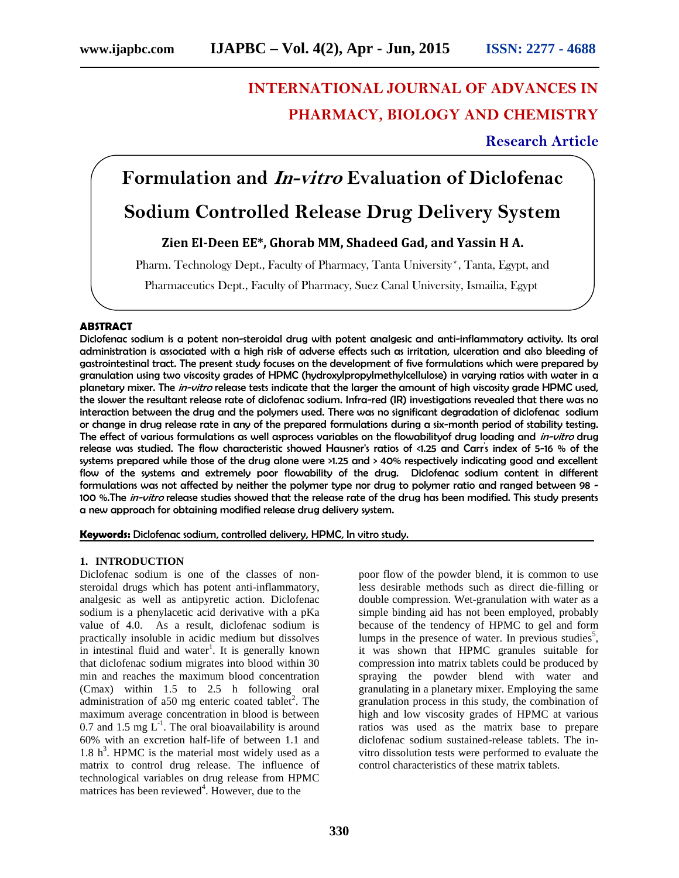# INTERNATIONAL JOURNAL OF ADVANCES IN PHARMACY, BIOLOGY AND CHEMISTRY

**Research Article**

# Formulation and *In-vitro* Evaluation of Diclofenac Sodium Controlled Release Drug Delivery System

**Zien El-Deen EE\*, Ghorab MM, Shadeed Gad, and Yassin H A.**

Pharm. Technology Dept., Faculty of Pharmacy, Tanta University\*, Tanta, Egypt, and Pharmaceutics Dept., Faculty of Pharmacy, Suez Canal University, Ismailia, Egypt

## ABSTRACT

**Diclofenac sodium is a potent non-steroidal drug with potent analgesic and anti-inflammatory activity. Its oral administration is associated with a high risk of adverse effects such as irritation, ulceration and also bleeding of gastrointestinal tract. The present study focuses on the development of five formulations which were prepared by granulation using two viscosity grades of HPMC (hydroxylpropylmethylcellulose) in varying ratios with water in a planetary mixer. The *in-vitro* release tests indicate that the larger the amount of high viscosity grade HPMC used, the slower the resultant release rate of diclofenac sodium. Infra-red (IR) investigations revealed that there was no interaction between the drug and the polymers used. There was no significant degradation of diclofenac sodium or change in drug release rate in any of the prepared formulations during a six-month period of stability testing. The effect of various formulations as well asprocess variables on the flowabilityof drug loading and *in-vitro* drug release was studied. The flow characteristic showed Hausner's ratios of <1.25 and Carr's index of 5-16 % of the systems prepared while those of the drug alone were >1.25 and > 40% respectively indicating good and excellent flow of the systems and extremely poor flowability of the drug. Diclofenac sodium content in different formulations was not affected by neither the polymer type nor drug to polymer ratio and ranged between 98 - 100 %.The *in-vitro* release studies showed that the release rate of the drug has been modified. This study presents a new approach for obtaining modified release drug delivery system.**

**Keywords:** Diclofenac sodium, controlled delivery, HPMC, In vitro study.

## 1. INTRODUCTION

Diclofenac sodium is one of the classes of non-steroidal drugs which has potent anti-inflammatory, analgesic as well as antipyretic action. Diclofenac sodium is a phenylacetic acid derivative with a pKa value of 4.0. As a result, diclofenac sodium is practically insoluble in acidic medium but dissolves in intestinal fluid and water[1]. It is generally known that diclofenac sodium migrates into blood within 30 min and reaches the maximum blood concentration (Cmax) within 1.5 to 2.5 h following oral administration of a50 mg enteric coated tablet[2]. The maximum average concentration in blood is between 0.7 and 1.5 mg $L^{-1}$. The oral bioavailability is around 60% with an excretion half-life of between 1.1 and 1.8 h[3]. HPMC is the material most widely used as a matrix to control drug release. The influence of technological variables on drug release from HPMC matrices has been reviewed[4]. However, due to the poor flow of the powder blend, it is common to use less desirable methods such as direct die-filling or double compression. Wet-granulation with water as a simple binding aid has not been employed, probably because of the tendency of HPMC to gel and form lumps in the presence of water. In previous studies[5], it was shown that HPMC granules suitable for compression into matrix tablets could be produced by spraying the powder blend with water and granulating in a planetary mixer. Employing the same granulation process in this study, the combination of high and low viscosity grades of HPMC at various ratios was used as the matrix base to prepare diclofenac sodium sustained-release tablets. The in-vitro dissolution tests were performed to evaluate the control characteristics of these matrix tablets.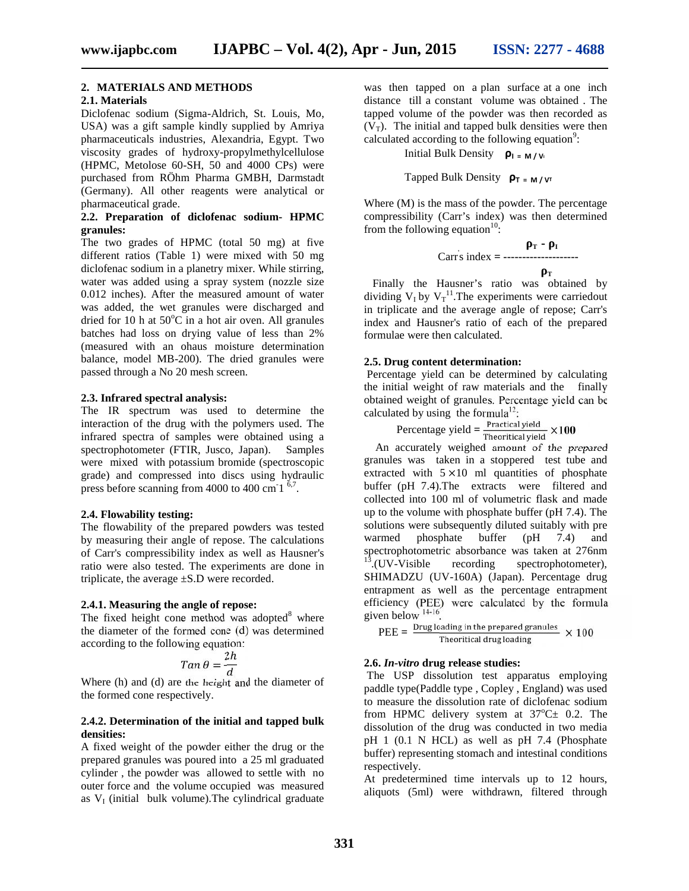## 2. MATERIALS AND METHODS

### 2.1. Materials

Diclofenac sodium (Sigma-Aldrich, St. Louis, Mo, USA) was a gift sample kindly supplied by Amriya pharmaceuticals industries, Alexandria, Egypt. Two viscosity grades of hydroxy-propylmethylcellulose (HPMC, Metolose 60-SH, 50 and 4000 CPs) were purchased from RÖhm Pharma GMBH, Darmstadt (Germany). All other reagents were analytical or pharmaceutical grade.

### 2.2. Preparation of diclofenac sodium- HPMC granules:

The two grades of HPMC (total 50 mg) at five different ratios (Table 1) were mixed with 50 mg diclofenac sodium in a planetry mixer. While stirring, water was added using a spray system (nozzle size 0.012 inches). After the measured amount of water was added, the wet granules were discharged and dried for 10 h at 50°C in a hot air oven. All granules batches had loss on drying value of less than 2% (measured with an ohaus moisture determination balance, model MB-200). The dried granules were passed through a No 20 mesh screen.

### 2.3. Infrared spectral analysis:

The IR spectrum was used to determine the interaction of the drug with the polymers used. The infrared spectra of samples were obtained using a spectrophotometer (FTIR, Jusco, Japan). Samples were mixed with potassium bromide (spectroscopic grade) and compressed into discs using hydraulic press before scanning from 4000 to 400 $cm^{-1}$ [6,7].

### 2.4. Flowability testing:

The flowability of the prepared powders was tested by measuring their angle of repose. The calculations of Carr's compressibility index as well as Hausner's ratio were also tested. The experiments are done in triplicate, the average ±S.D were recorded.

#### 2.4.1. Measuring the angle of repose:

The fixed height cone method was adopted[8] where the diameter of the formed cone (d) was determined according to the following equation:

$$Tan\,\theta = \frac{2h}{d}$$

Where (h) and (d) are the height and the diameter of the formed cone respectively.

#### 2.4.2. Determination of the initial and tapped bulk densities:

A fixed weight of the powder either the drug or the prepared granules was poured into a 25 ml graduated cylinder , the powder was allowed to settle with no outer force and the volume occupied was measured as $V_I$ (initial bulk volume).The cylindrical graduate was then tapped on a plan surface at a one inch distance till a constant volume was obtained . The tapped volume of the powder was then recorded as ($V_T$). The initial and tapped bulk densities were then calculated according to the following equation[9]:

Initial Bulk Density $\rho_I = M / V_I$

Tapped Bulk Density $\rho_T = M / V_T$

Where (M) is the mass of the powder. The percentage compressibility (Carr's index) was then determined from the following equation[10]:

$$\text{Carr's index} = \frac{\rho_T - \rho_I}{\rho_T}$$

Finally the Hausner's ratio was obtained by dividing $V_I$ by $V_T$[11].The experiments were carriedout in triplicate and the average angle of repose; Carr's index and Hausner's ratio of each of the prepared formulae were then calculated.

### 2.5. Drug content determination:

Percentage yield can be determined by calculating the initial weight of raw materials and the finally obtained weight of granules. Percentage yield can be calculated by using the formula[12]:

$$\text{Percentage yield} = \frac{\text{Practical yield}}{\text{Theoritical yield}} \times 100$$

An accurately weighed amount of the prepared granules was taken in a stoppered test tube and extracted with $5 \times 10$ ml quantities of phosphate buffer (pH 7.4).The extracts were filtered and collected into 100 ml of volumetric flask and made up to the volume with phosphate buffer (pH 7.4). The solutions were subsequently diluted suitably with pre warmed phosphate buffer (pH 7.4) and spectrophotometric absorbance was taken at 276nm [13].(UV-Visible recording spectrophotometer), SHIMADZU (UV-160A) (Japan). Percentage drug entrapment as well as the percentage entrapment efficiency (PEE) were calculated by the formula given below [14-16].

$$\text{PEE} = \frac{\text{Drug loading in the prepared granules}}{\text{Theoritical drug loading}} \times 100$$

### 2.6. *In-vitro* drug release studies:

The USP dissolution test apparatus employing paddle type(Paddle type , Copley , England) was used to measure the dissolution rate of diclofenac sodium from HPMC delivery system at 37°C± 0.2. The dissolution of the drug was conducted in two media pH 1 (0.1 N HCL) as well as pH 7.4 (Phosphate buffer) representing stomach and intestinal conditions respectively.

At predetermined time intervals up to 12 hours, aliquots (5ml) were withdrawn, filtered through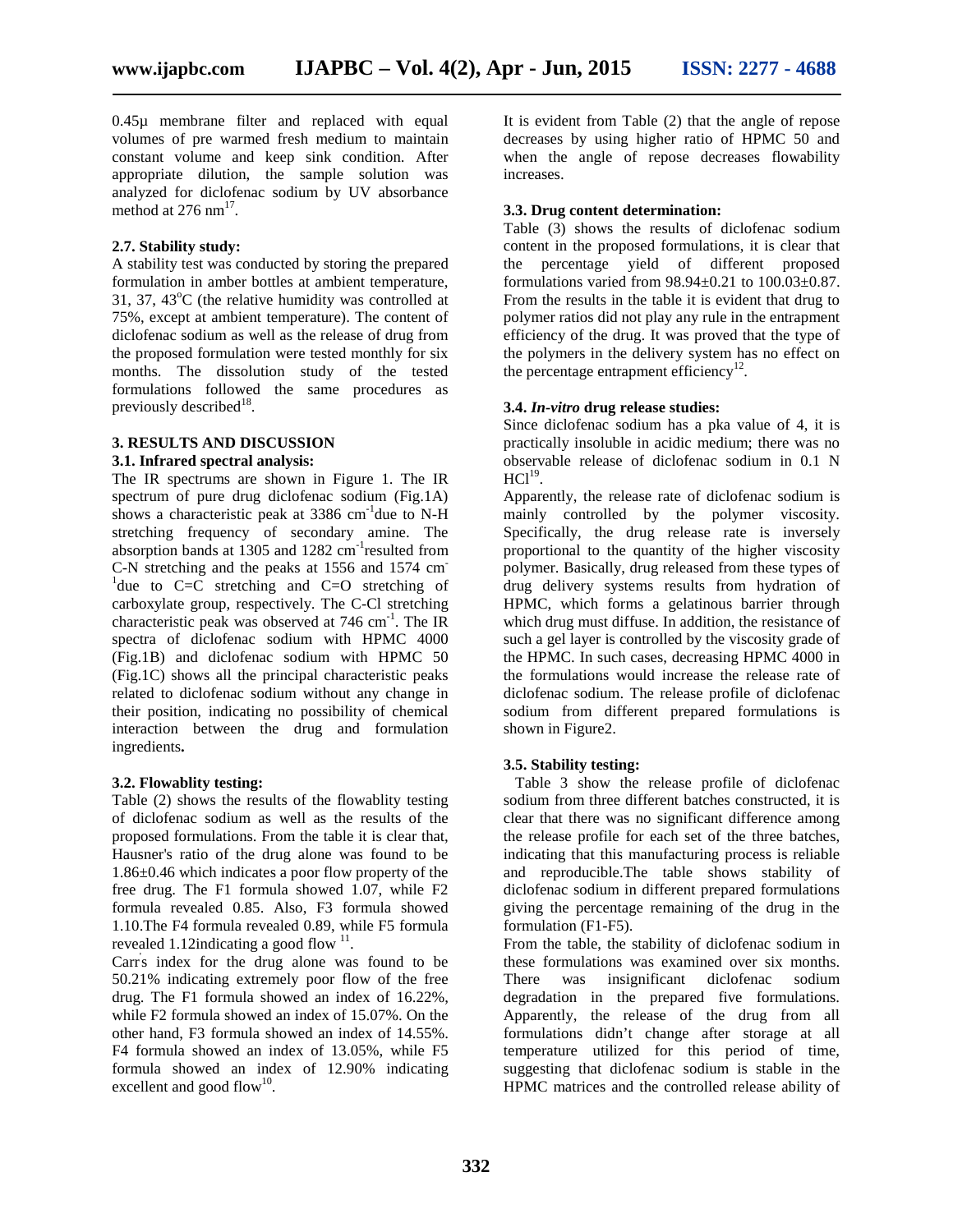0.45μ membrane filter and replaced with equal volumes of pre warmed fresh medium to maintain constant volume and keep sink condition. After appropriate dilution, the sample solution was analyzed for diclofenac sodium by UV absorbance method at 276 nm[17].

### 2.7. Stability study:

A stability test was conducted by storing the prepared formulation in amber bottles at ambient temperature, 31, 37, 43°C (the relative humidity was controlled at 75%, except at ambient temperature). The content of diclofenac sodium as well as the release of drug from the proposed formulation were tested monthly for six months. The dissolution study of the tested formulations followed the same procedures as previously described[18].

## 3. RESULTS AND DISCUSSION

### 3.1. Infrared spectral analysis:

The IR spectrums are shown in Figure 1. The IR spectrum of pure drug diclofenac sodium (Fig.1A) shows a characteristic peak at 3386 $cm^{-1}$ due to N-H stretching frequency of secondary amine. The absorption bands at 1305 and 1282 $cm^{-1}$ resulted from C-N stretching and the peaks at 1556 and 1574 $cm^{-1}$ due to C=C stretching and C=O stretching of carboxylate group, respectively. The C-Cl stretching characteristic peak was observed at 746 $cm^{-1}$. The IR spectra of diclofenac sodium with HPMC 4000 (Fig.1B) and diclofenac sodium with HPMC 50 (Fig.1C) shows all the principal characteristic peaks related to diclofenac sodium without any change in their position, indicating no possibility of chemical interaction between the drug and formulation ingredients**.**

### 3.2. Flowablity testing:

Table (2) shows the results of the flowablity testing of diclofenac sodium as well as the results of the proposed formulations. From the table it is clear that, Hausner's ratio of the drug alone was found to be 1.86±0.46 which indicates a poor flow property of the free drug. The F1 formula showed 1.07, while F2 formula revealed 0.85. Also, F3 formula showed 1.10.The F4 formula revealed 0.89, while F5 formula revealed 1.12indicating a good flow [11].

Carr's index for the drug alone was found to be 50.21% indicating extremely poor flow of the free drug. The F1 formula showed an index of 16.22%, while F2 formula showed an index of 15.07%. On the other hand, F3 formula showed an index of 14.55%. F4 formula showed an index of 13.05%, while F5 formula showed an index of 12.90% indicating excellent and good flow[10].

It is evident from Table (2) that the angle of repose decreases by using higher ratio of HPMC 50 and when the angle of repose decreases flowability increases.

### 3.3. Drug content determination:

Table (3) shows the results of diclofenac sodium content in the proposed formulations, it is clear that the percentage yield of different proposed formulations varied from 98.94±0.21 to 100.03±0.87. From the results in the table it is evident that drug to polymer ratios did not play any rule in the entrapment efficiency of the drug. It was proved that the type of the polymers in the delivery system has no effect on the percentage entrapment efficiency[12].

### 3.4. *In-vitro* drug release studies:

Since diclofenac sodium has a pka value of 4, it is practically insoluble in acidic medium; there was no observable release of diclofenac sodium in 0.1 N HCl[19].

Apparently, the release rate of diclofenac sodium is mainly controlled by the polymer viscosity. Specifically, the drug release rate is inversely proportional to the quantity of the higher viscosity polymer. Basically, drug released from these types of drug delivery systems results from hydration of HPMC, which forms a gelatinous barrier through which drug must diffuse. In addition, the resistance of such a gel layer is controlled by the viscosity grade of the HPMC. In such cases, decreasing HPMC 4000 in the formulations would increase the release rate of diclofenac sodium. The release profile of diclofenac sodium from different prepared formulations is shown in Figure2.

### 3.5. Stability testing:

Table 3 show the release profile of diclofenac sodium from three different batches constructed, it is clear that there was no significant difference among the release profile for each set of the three batches, indicating that this manufacturing process is reliable and reproducible.The table shows stability of diclofenac sodium in different prepared formulations giving the percentage remaining of the drug in the formulation (F1-F5).

From the table, the stability of diclofenac sodium in these formulations was examined over six months. There was insignificant diclofenac sodium degradation in the prepared five formulations. Apparently, the release of the drug from all formulations didn't change after storage at all temperature utilized for this period of time, suggesting that diclofenac sodium is stable in the HPMC matrices and the controlled release ability of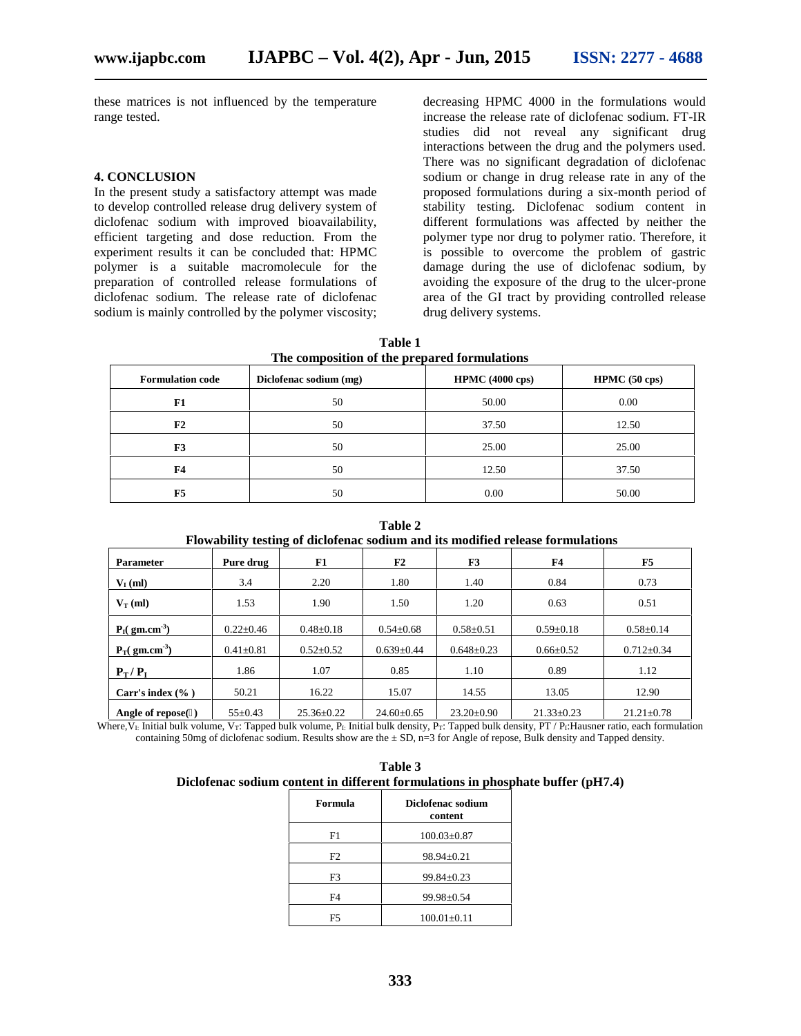these matrices is not influenced by the temperature range tested.

## 4. CONCLUSION

In the present study a satisfactory attempt was made to develop controlled release drug delivery system of diclofenac sodium with improved bioavailability, efficient targeting and dose reduction. From the experiment results it can be concluded that: HPMC polymer is a suitable macromolecule for the preparation of controlled release formulations of diclofenac sodium. The release rate of diclofenac sodium is mainly controlled by the polymer viscosity; decreasing HPMC 4000 in the formulations would increase the release rate of diclofenac sodium. FT-IR studies did not reveal any significant drug interactions between the drug and the polymers used. There was no significant degradation of diclofenac sodium or change in drug release rate in any of the proposed formulations during a six-month period of stability testing. Diclofenac sodium content in different formulations was affected by neither the polymer type nor drug to polymer ratio. Therefore, it is possible to overcome the problem of gastric damage during the use of diclofenac sodium, by avoiding the exposure of the drug to the ulcer-prone area of the GI tract by providing controlled release drug delivery systems.

**Table 1**
**The composition of the prepared formulations**

| Formulation code | Diclofenac sodium (mg) | HPMC (4000 cps) | HPMC (50 cps) |
|---|---|---|---|
| F1 | 50 | 50.00 | 0.00 |
| F2 | 50 | 37.50 | 12.50 |
| F3 | 50 | 25.00 | 25.00 |
| F4 | 50 | 12.50 | 37.50 |
| F5 | 50 | 0.00 | 50.00 |

**Table 2**
**Flowability testing of diclofenac sodium and its modified release formulations**

| Parameter | Pure drug | F1 | F2 | F3 | F4 | F5 |
|---|---|---|---|---|---|---|
| $V_I$ (ml) | 3.4 | 2.20 | 1.80 | 1.40 | 0.84 | 0.73 |
| $V_T$ (ml) | 1.53 | 1.90 | 1.50 | 1.20 | 0.63 | 0.51 |
| $P_I$( gm.cm$^{-3}$) | 0.22±0.46 | 0.48±0.18 | 0.54±0.68 | 0.58±0.51 | 0.59±0.18 | 0.58±0.14 |
| $P_T$( gm.cm$^{-3}$) | 0.41±0.81 | 0.52±0.52 | 0.639±0.44 | 0.648±0.23 | 0.66±0.52 | 0.712±0.34 |
| $P_T$ / $P_I$ | 1.86 | 1.07 | 0.85 | 1.10 | 0.89 | 1.12 |
| Carr's index (% ) | 50.21 | 16.22 | 15.07 | 14.55 | 13.05 | 12.90 |
| Angle of repose(θ) | 55±0.43 | 25.36±0.22 | 24.60±0.65 | 23.20±0.90 | 21.33±0.23 | 21.21±0.78 |

Where, $V_I$: Initial bulk volume, $V_T$: Tapped bulk volume, $P_I$: Initial bulk density, $P_T$: Tapped bulk density, PT / $P_I$:Hausner ratio, each formulation containing 50mg of diclofenac sodium. Results show are the ± SD, n=3 for Angle of repose, Bulk density and Tapped density.

**Table 3**
**Diclofenac sodium content in different formulations in phosphate buffer (pH7.4)**

| Formula | Diclofenac sodium content |
|---|---|
| F1 | 100.03±0.87 |
| F2 | 98.94±0.21 |
| F3 | 99.84±0.23 |
| F4 | 99.98±0.54 |
| F5 | 100.01±0.11 |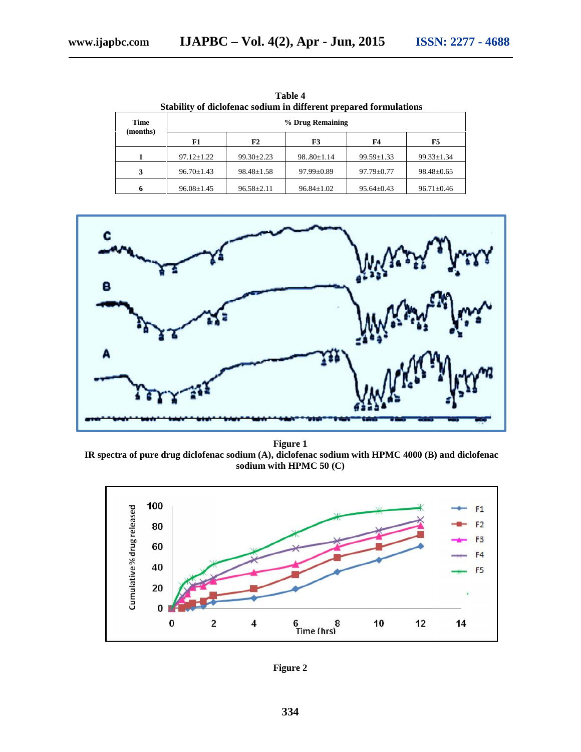**Table 4**
**Stability of diclofenac sodium in different prepared formulations**

| Time (months) | % Drug Remaining | | | | |
|---|---|---|---|---|---|
| | F1 | F2 | F3 | F4 | F5 |
| 1 | 97.12±1.22 | 99.30±2.23 | 98..80±1.14 | 99.59±1.33 | 99.33±1.34 |
| 3 | 96.70±1.43 | 98.48±1.58 | 97.99±0.89 | 97.79±0.77 | 98.48±0.65 |
| 6 | 96.08±1.45 | 96.58±2.11 | 96.84±1.02 | 95.64±0.43 | 96.71±0.46 |

**Figure 1**
**IR spectra of pure drug diclofenac sodium (A), diclofenac sodium with HPMC 4000 (B) and diclofenac sodium with HPMC 50 (C)**

**Figure 2**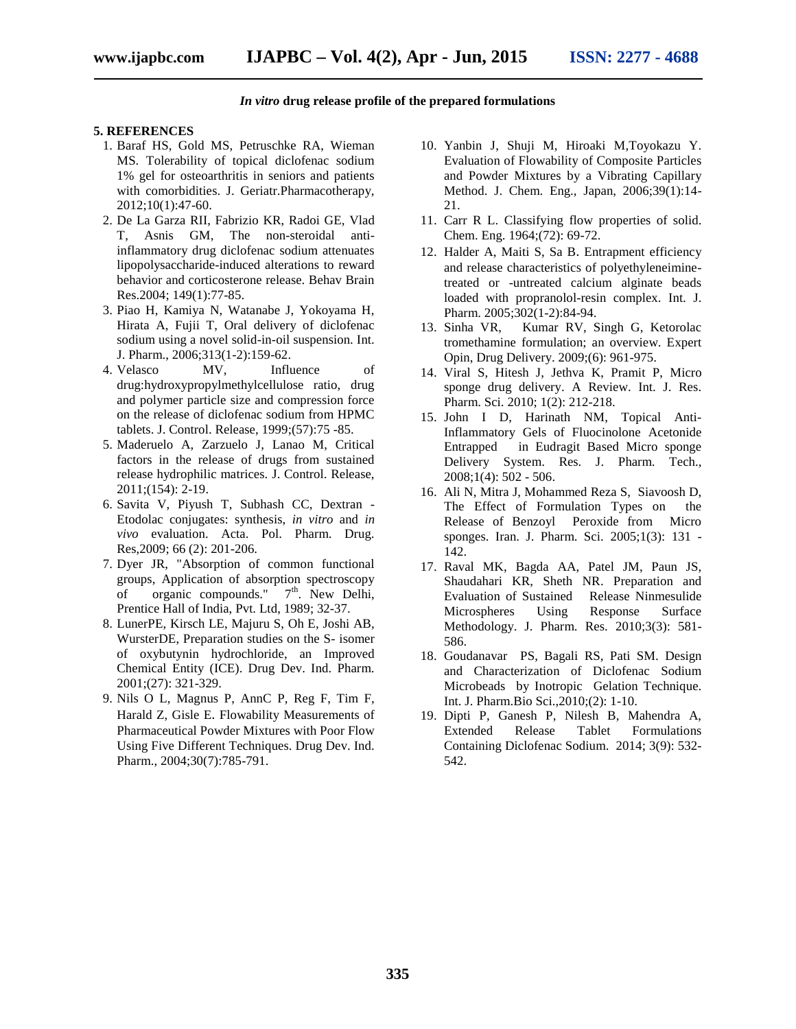***In vitro*** **drug release profile of the prepared formulations**

## 5. REFERENCES

1. Baraf HS, Gold MS, Petruschke RA, Wieman MS. Tolerability of topical diclofenac sodium 1% gel for osteoarthritis in seniors and patients with comorbidities. J. Geriatr.Pharmacotherapy, 2012;10(1):47-60.
2. De La Garza RII, Fabrizio KR, Radoi GE, Vlad T, Asnis GM, The non-steroidal anti-inflammatory drug diclofenac sodium attenuates lipopolysaccharide-induced alterations to reward behavior and corticosterone release. Behav Brain Res.2004; 149(1):77-85.
3. Piao H, Kamiya N, Watanabe J, Yokoyama H, Hirata A, Fujii T, Oral delivery of diclofenac sodium using a novel solid-in-oil suspension. Int. J. Pharm., 2006;313(1-2):159-62.
4. Velasco MV, Influence of drug:hydroxypropylmethylcellulose ratio, drug and polymer particle size and compression force on the release of diclofenac sodium from HPMC tablets. J. Control. Release, 1999;(57):75 -85.
5. Maderuelo A, Zarzuelo J, Lanao M, Critical factors in the release of drugs from sustained release hydrophilic matrices. J. Control. Release, 2011;(154): 2-19.
6. Savita V, Piyush T, Subhash CC, Dextran - Etodolac conjugates: synthesis, *in vitro* and *in vivo* evaluation. Acta. Pol. Pharm. Drug. Res,2009; 66 (2): 201-206.
7. Dyer JR, "Absorption of common functional groups, Application of absorption spectroscopy of organic compounds." 7th. New Delhi, Prentice Hall of India, Pvt. Ltd, 1989; 32-37.
8. LunerPE, Kirsch LE, Majuru S, Oh E, Joshi AB, WursterDE, Preparation studies on the S- isomer of oxybutynin hydrochloride, an Improved Chemical Entity (ICE). Drug Dev. Ind. Pharm. 2001;(27): 321-329.
9. Nils O L, Magnus P, AnnC P, Reg F, Tim F, Harald Z, Gisle E. Flowability Measurements of Pharmaceutical Powder Mixtures with Poor Flow Using Five Different Techniques. Drug Dev. Ind. Pharm., 2004;30(7):785-791.
10. Yanbin J, Shuji M, Hiroaki M,Toyokazu Y. Evaluation of Flowability of Composite Particles and Powder Mixtures by a Vibrating Capillary Method. J. Chem. Eng., Japan, 2006;39(1):14-21.
11. Carr R L. Classifying flow properties of solid. Chem. Eng. 1964;(72): 69-72.
12. Halder A, Maiti S, Sa B. Entrapment efficiency and release characteristics of polyethyleneimine-treated or -untreated calcium alginate beads loaded with propranolol-resin complex. Int. J. Pharm. 2005;302(1-2):84-94.
13. Sinha VR, Kumar RV, Singh G, Ketorolac tromethamine formulation; an overview. Expert Opin, Drug Delivery. 2009;(6): 961-975.
14. Viral S, Hitesh J, Jethva K, Pramit P, Micro sponge drug delivery. A Review. Int. J. Res. Pharm. Sci. 2010; 1(2): 212-218.
15. John I D, Harinath NM, Topical Anti-Inflammatory Gels of Fluocinolone Acetonide Entrapped in Eudragit Based Micro sponge Delivery System. Res. J. Pharm. Tech., 2008;1(4): 502 - 506.
16. Ali N, Mitra J, Mohammed Reza S, Siavoosh D, The Effect of Formulation Types on the Release of Benzoyl Peroxide from Micro sponges. Iran. J. Pharm. Sci. 2005;1(3): 131 - 142.
17. Raval MK, Bagda AA, Patel JM, Paun JS, Shaudahari KR, Sheth NR. Preparation and Evaluation of Sustained Release Ninmesulide Microspheres Using Response Surface Methodology. J. Pharm. Res. 2010;3(3): 581-586.
18. Goudanavar PS, Bagali RS, Pati SM. Design and Characterization of Diclofenac Sodium Microbeads by Inotropic Gelation Technique. Int. J. Pharm.Bio Sci.,2010;(2): 1-10.
19. Dipti P, Ganesh P, Nilesh B, Mahendra A, Extended Release Tablet Formulations Containing Diclofenac Sodium. 2014; 3(9): 532-542.